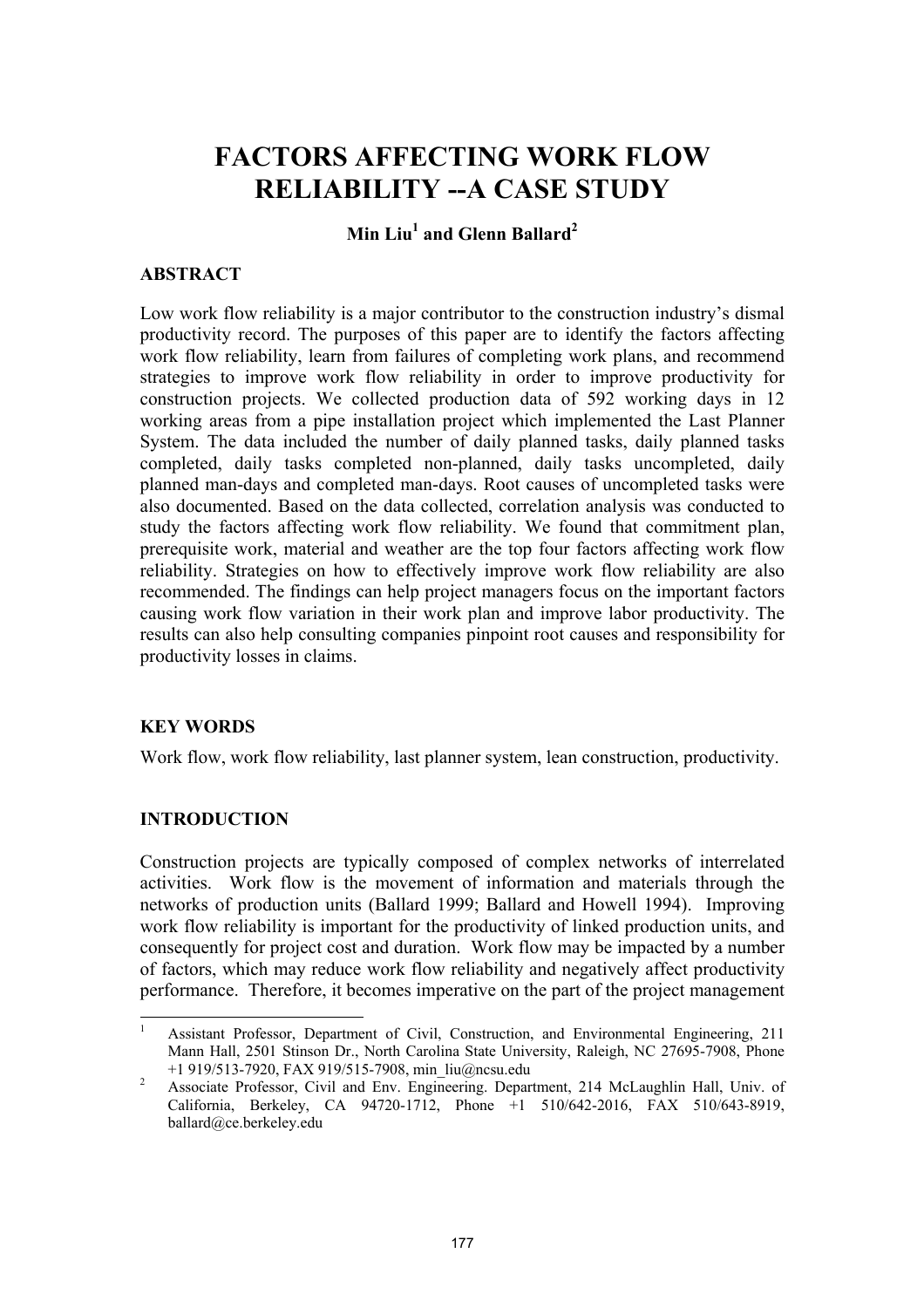# FACTORS AFFECTING WORK FLOW RELIABILITY --A CASE STUDY

**Min Liu[1] and Glenn Ballard[2]**

## ABSTRACT

Low work flow reliability is a major contributor to the construction industry's dismal productivity record. The purposes of this paper are to identify the factors affecting work flow reliability, learn from failures of completing work plans, and recommend strategies to improve work flow reliability in order to improve productivity for construction projects. We collected production data of 592 working days in 12 working areas from a pipe installation project which implemented the Last Planner System. The data included the number of daily planned tasks, daily planned tasks completed, daily tasks completed non-planned, daily tasks uncompleted, daily planned man-days and completed man-days. Root causes of uncompleted tasks were also documented. Based on the data collected, correlation analysis was conducted to study the factors affecting work flow reliability. We found that commitment plan, prerequisite work, material and weather are the top four factors affecting work flow reliability. Strategies on how to effectively improve work flow reliability are also recommended. The findings can help project managers focus on the important factors causing work flow variation in their work plan and improve labor productivity. The results can also help consulting companies pinpoint root causes and responsibility for productivity losses in claims.

## KEY WORDS

Work flow, work flow reliability, last planner system, lean construction, productivity.

## INTRODUCTION

Construction projects are typically composed of complex networks of interrelated activities. Work flow is the movement of information and materials through the networks of production units (Ballard 1999; Ballard and Howell 1994). Improving work flow reliability is important for the productivity of linked production units, and consequently for project cost and duration. Work flow may be impacted by a number of factors, which may reduce work flow reliability and negatively affect productivity performance. Therefore, it becomes imperative on the part of the project management

---

[1] Assistant Professor, Department of Civil, Construction, and Environmental Engineering, 211 Mann Hall, 2501 Stinson Dr., North Carolina State University, Raleigh, NC 27695-7908, Phone +1 919/513-7920, FAX 919/515-7908, min_liu@ncsu.edu

[2] Associate Professor, Civil and Env. Engineering. Department, 214 McLaughlin Hall, Univ. of California, Berkeley, CA 94720-1712, Phone +1 510/642-2016, FAX 510/643-8919, ballard@ce.berkeley.edu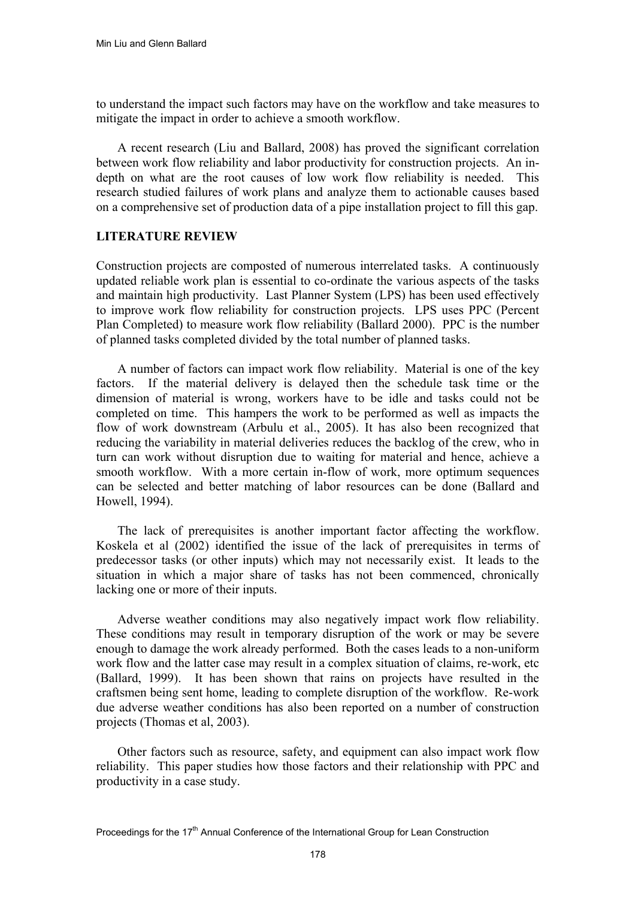to understand the impact such factors may have on the workflow and take measures to mitigate the impact in order to achieve a smooth workflow.

A recent research (Liu and Ballard, 2008) has proved the significant correlation between work flow reliability and labor productivity for construction projects. An in-depth on what are the root causes of low work flow reliability is needed. This research studied failures of work plans and analyze them to actionable causes based on a comprehensive set of production data of a pipe installation project to fill this gap.

## LITERATURE REVIEW

Construction projects are composted of numerous interrelated tasks. A continuously updated reliable work plan is essential to co-ordinate the various aspects of the tasks and maintain high productivity. Last Planner System (LPS) has been used effectively to improve work flow reliability for construction projects. LPS uses PPC (Percent Plan Completed) to measure work flow reliability (Ballard 2000). PPC is the number of planned tasks completed divided by the total number of planned tasks.

A number of factors can impact work flow reliability. Material is one of the key factors. If the material delivery is delayed then the schedule task time or the dimension of material is wrong, workers have to be idle and tasks could not be completed on time. This hampers the work to be performed as well as impacts the flow of work downstream (Arbulu et al., 2005). It has also been recognized that reducing the variability in material deliveries reduces the backlog of the crew, who in turn can work without disruption due to waiting for material and hence, achieve a smooth workflow. With a more certain in-flow of work, more optimum sequences can be selected and better matching of labor resources can be done (Ballard and Howell, 1994).

The lack of prerequisites is another important factor affecting the workflow. Koskela et al (2002) identified the issue of the lack of prerequisites in terms of predecessor tasks (or other inputs) which may not necessarily exist. It leads to the situation in which a major share of tasks has not been commenced, chronically lacking one or more of their inputs.

Adverse weather conditions may also negatively impact work flow reliability. These conditions may result in temporary disruption of the work or may be severe enough to damage the work already performed. Both the cases leads to a non-uniform work flow and the latter case may result in a complex situation of claims, re-work, etc (Ballard, 1999). It has been shown that rains on projects have resulted in the craftsmen being sent home, leading to complete disruption of the workflow. Re-work due adverse weather conditions has also been reported on a number of construction projects (Thomas et al, 2003).

Other factors such as resource, safety, and equipment can also impact work flow reliability. This paper studies how those factors and their relationship with PPC and productivity in a case study.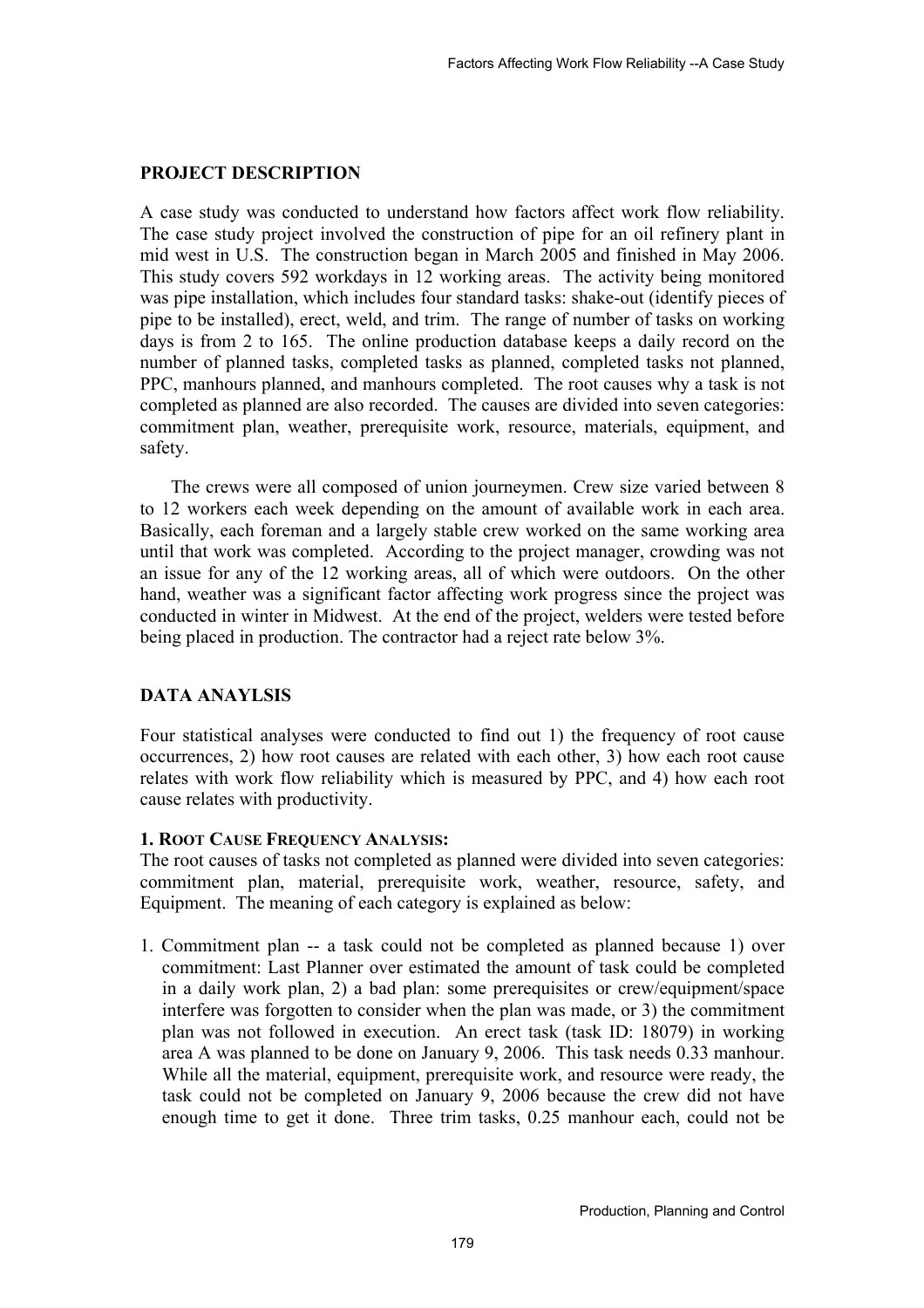## PROJECT DESCRIPTION

A case study was conducted to understand how factors affect work flow reliability. The case study project involved the construction of pipe for an oil refinery plant in mid west in U.S. The construction began in March 2005 and finished in May 2006. This study covers 592 workdays in 12 working areas. The activity being monitored was pipe installation, which includes four standard tasks: shake-out (identify pieces of pipe to be installed), erect, weld, and trim. The range of number of tasks on working days is from 2 to 165. The online production database keeps a daily record on the number of planned tasks, completed tasks as planned, completed tasks not planned, PPC, manhours planned, and manhours completed. The root causes why a task is not completed as planned are also recorded. The causes are divided into seven categories: commitment plan, weather, prerequisite work, resource, materials, equipment, and safety.

The crews were all composed of union journeymen. Crew size varied between 8 to 12 workers each week depending on the amount of available work in each area. Basically, each foreman and a largely stable crew worked on the same working area until that work was completed. According to the project manager, crowding was not an issue for any of the 12 working areas, all of which were outdoors. On the other hand, weather was a significant factor affecting work progress since the project was conducted in winter in Midwest. At the end of the project, welders were tested before being placed in production. The contractor had a reject rate below 3%.

## DATA ANAYLSIS

Four statistical analyses were conducted to find out 1) the frequency of root cause occurrences, 2) how root causes are related with each other, 3) how each root cause relates with work flow reliability which is measured by PPC, and 4) how each root cause relates with productivity.

### 1. Root Cause Frequency Analysis:

The root causes of tasks not completed as planned were divided into seven categories: commitment plan, material, prerequisite work, weather, resource, safety, and Equipment. The meaning of each category is explained as below:

1. Commitment plan -- a task could not be completed as planned because 1) over commitment: Last Planner over estimated the amount of task could be completed in a daily work plan, 2) a bad plan: some prerequisites or crew/equipment/space interfere was forgotten to consider when the plan was made, or 3) the commitment plan was not followed in execution. An erect task (task ID: 18079) in working area A was planned to be done on January 9, 2006. This task needs 0.33 manhour. While all the material, equipment, prerequisite work, and resource were ready, the task could not be completed on January 9, 2006 because the crew did not have enough time to get it done. Three trim tasks, 0.25 manhour each, could not be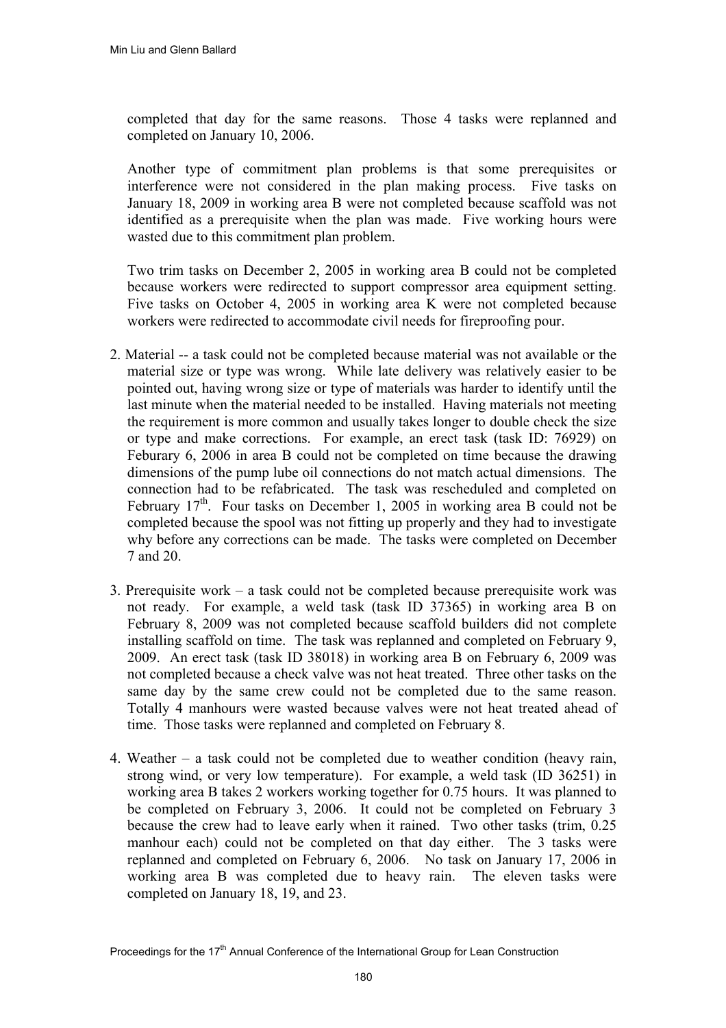completed that day for the same reasons. Those 4 tasks were replanned and completed on January 10, 2006.

Another type of commitment plan problems is that some prerequisites or interference were not considered in the plan making process. Five tasks on January 18, 2009 in working area B were not completed because scaffold was not identified as a prerequisite when the plan was made. Five working hours were wasted due to this commitment plan problem.

Two trim tasks on December 2, 2005 in working area B could not be completed because workers were redirected to support compressor area equipment setting. Five tasks on October 4, 2005 in working area K were not completed because workers were redirected to accommodate civil needs for fireproofing pour.

2. Material -- a task could not be completed because material was not available or the material size or type was wrong. While late delivery was relatively easier to be pointed out, having wrong size or type of materials was harder to identify until the last minute when the material needed to be installed. Having materials not meeting the requirement is more common and usually takes longer to double check the size or type and make corrections. For example, an erect task (task ID: 76929) on Feburary 6, 2006 in area B could not be completed on time because the drawing dimensions of the pump lube oil connections do not match actual dimensions. The connection had to be refabricated. The task was rescheduled and completed on February 17th. Four tasks on December 1, 2005 in working area B could not be completed because the spool was not fitting up properly and they had to investigate why before any corrections can be made. The tasks were completed on December 7 and 20.

3. Prerequisite work – a task could not be completed because prerequisite work was not ready. For example, a weld task (task ID 37365) in working area B on February 8, 2009 was not completed because scaffold builders did not complete installing scaffold on time. The task was replanned and completed on February 9, 2009. An erect task (task ID 38018) in working area B on February 6, 2009 was not completed because a check valve was not heat treated. Three other tasks on the same day by the same crew could not be completed due to the same reason. Totally 4 manhours were wasted because valves were not heat treated ahead of time. Those tasks were replanned and completed on February 8.

4. Weather – a task could not be completed due to weather condition (heavy rain, strong wind, or very low temperature). For example, a weld task (ID 36251) in working area B takes 2 workers working together for 0.75 hours. It was planned to be completed on February 3, 2006. It could not be completed on February 3 because the crew had to leave early when it rained. Two other tasks (trim, 0.25 manhour each) could not be completed on that day either. The 3 tasks were replanned and completed on February 6, 2006. No task on January 17, 2006 in working area B was completed due to heavy rain. The eleven tasks were completed on January 18, 19, and 23.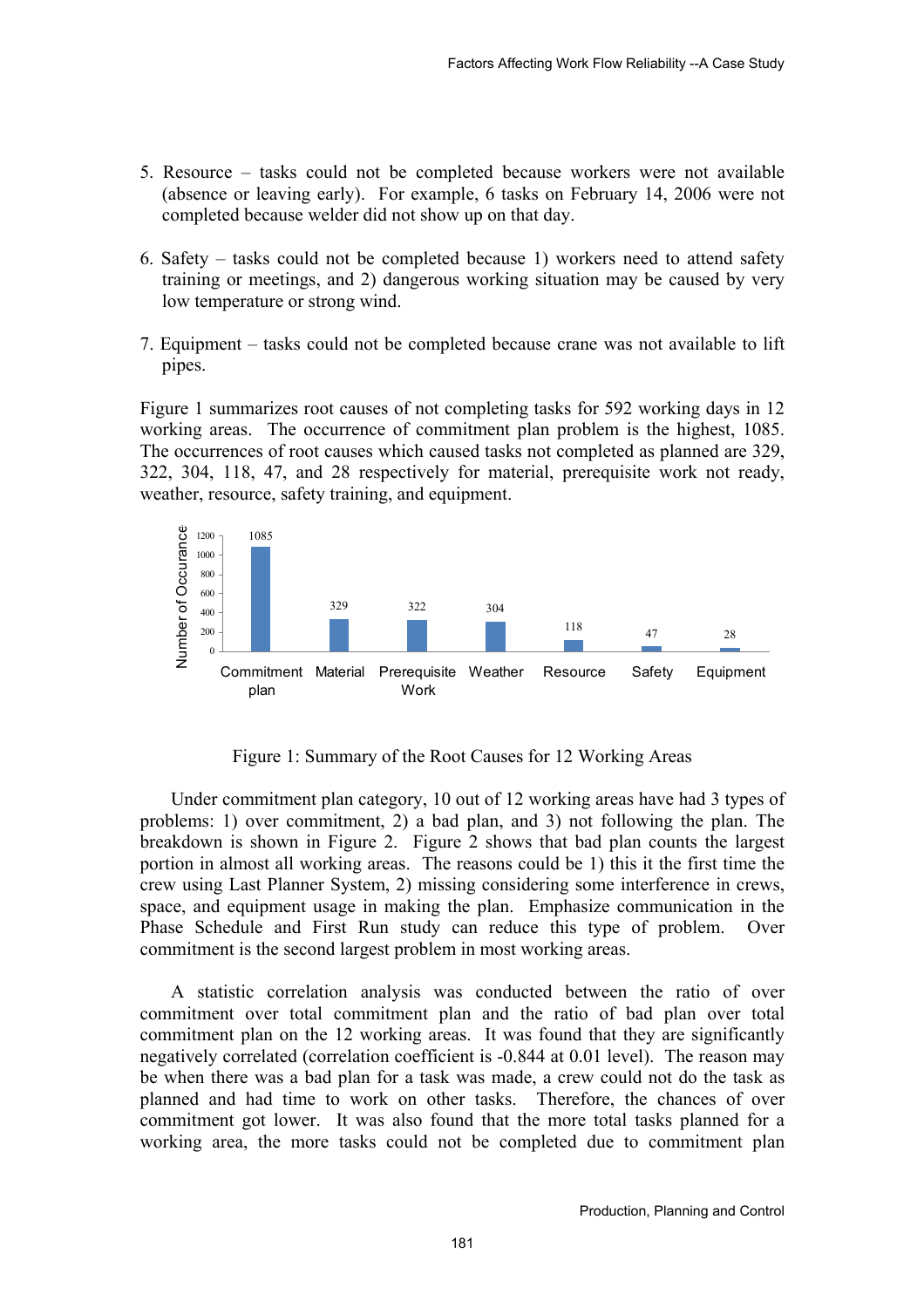5. Resource – tasks could not be completed because workers were not available (absence or leaving early). For example, 6 tasks on February 14, 2006 were not completed because welder did not show up on that day.

6. Safety – tasks could not be completed because 1) workers need to attend safety training or meetings, and 2) dangerous working situation may be caused by very low temperature or strong wind.

7. Equipment – tasks could not be completed because crane was not available to lift pipes.

Figure 1 summarizes root causes of not completing tasks for 592 working days in 12 working areas. The occurrence of commitment plan problem is the highest, 1085. The occurrences of root causes which caused tasks not completed as planned are 329, 322, 304, 118, 47, and 28 respectively for material, prerequisite work not ready, weather, resource, safety training, and equipment.

| Root Cause | Number of Occurance |
|---|---|
| Commitment plan | 1085 |
| Material | 329 |
| Prerequisite Work | 322 |
| Weather | 304 |
| Resource | 118 |
| Safety | 47 |
| Equipment | 28 |

Figure 1: Summary of the Root Causes for 12 Working Areas

Under commitment plan category, 10 out of 12 working areas have had 3 types of problems: 1) over commitment, 2) a bad plan, and 3) not following the plan. The breakdown is shown in Figure 2. Figure 2 shows that bad plan counts the largest portion in almost all working areas. The reasons could be 1) this it the first time the crew using Last Planner System, 2) missing considering some interference in crews, space, and equipment usage in making the plan. Emphasize communication in the Phase Schedule and First Run study can reduce this type of problem. Over commitment is the second largest problem in most working areas.

A statistic correlation analysis was conducted between the ratio of over commitment over total commitment plan and the ratio of bad plan over total commitment plan on the 12 working areas. It was found that they are significantly negatively correlated (correlation coefficient is -0.844 at 0.01 level). The reason may be when there was a bad plan for a task was made, a crew could not do the task as planned and had time to work on other tasks. Therefore, the chances of over commitment got lower. It was also found that the more total tasks planned for a working area, the more tasks could not be completed due to commitment plan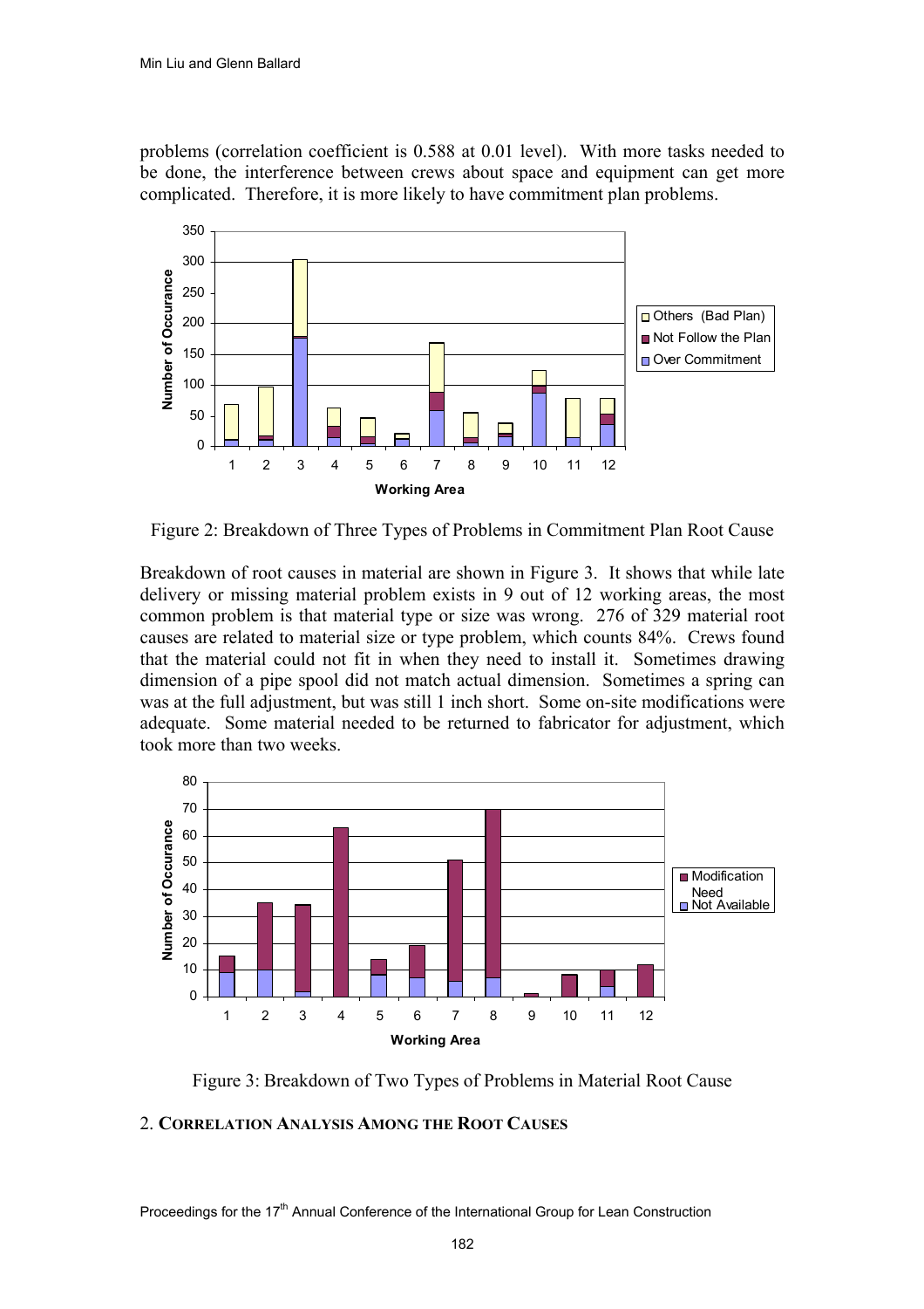problems (correlation coefficient is 0.588 at 0.01 level). With more tasks needed to be done, the interference between crews about space and equipment can get more complicated. Therefore, it is more likely to have commitment plan problems.

Figure 2: Breakdown of Three Types of Problems in Commitment Plan Root Cause

Breakdown of root causes in material are shown in Figure 3. It shows that while late delivery or missing material problem exists in 9 out of 12 working areas, the most common problem is that material type or size was wrong. 276 of 329 material root causes are related to material size or type problem, which counts 84%. Crews found that the material could not fit in when they need to install it. Sometimes drawing dimension of a pipe spool did not match actual dimension. Sometimes a spring can was at the full adjustment, but was still 1 inch short. Some on-site modifications were adequate. Some material needed to be returned to fabricator for adjustment, which took more than two weeks.

Figure 3: Breakdown of Two Types of Problems in Material Root Cause

## 2. CORRELATION ANALYSIS AMONG THE ROOT CAUSES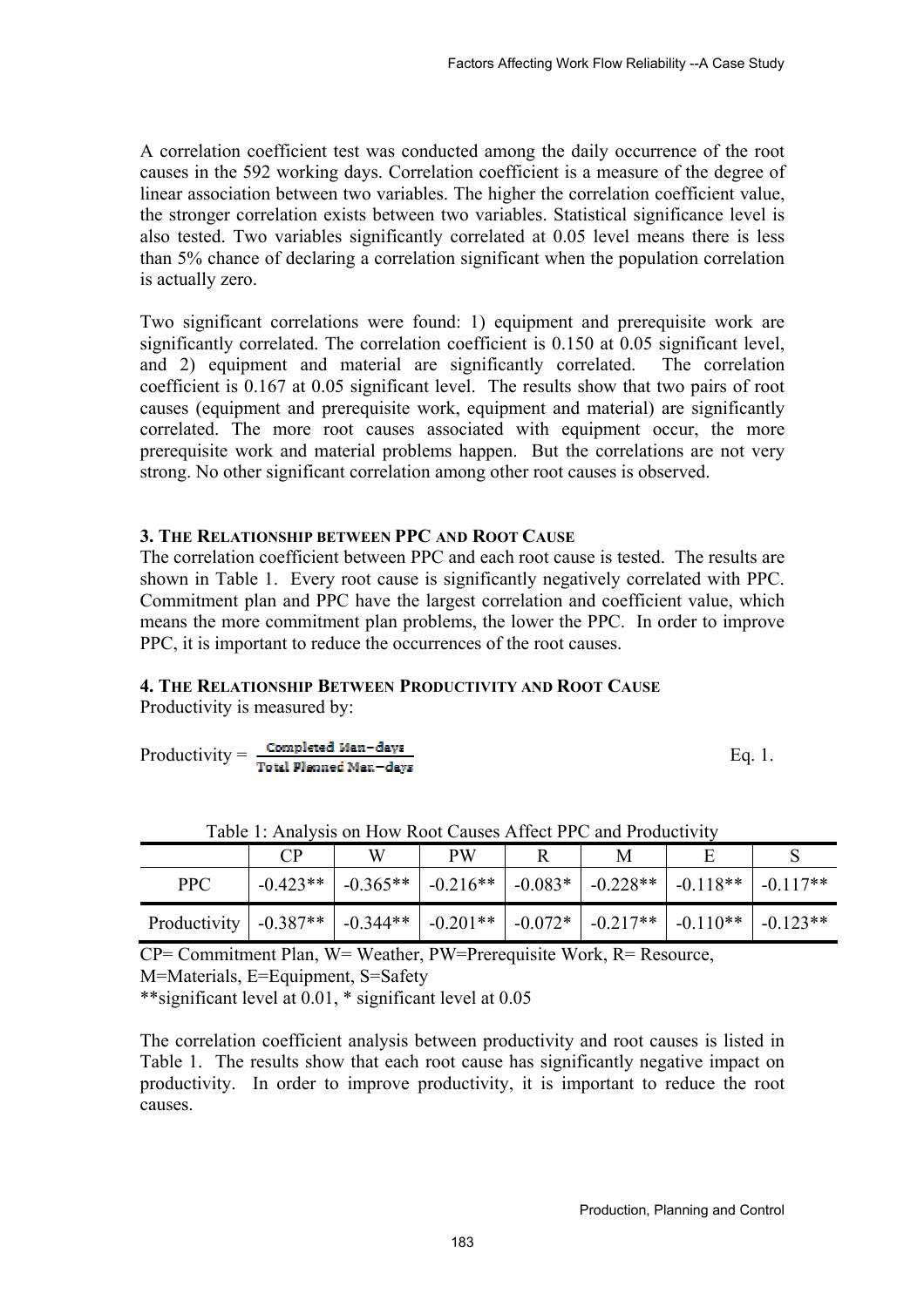A correlation coefficient test was conducted among the daily occurrence of the root causes in the 592 working days. Correlation coefficient is a measure of the degree of linear association between two variables. The higher the correlation coefficient value, the stronger correlation exists between two variables. Statistical significance level is also tested. Two variables significantly correlated at 0.05 level means there is less than 5% chance of declaring a correlation significant when the population correlation is actually zero.

Two significant correlations were found: 1) equipment and prerequisite work are significantly correlated. The correlation coefficient is 0.150 at 0.05 significant level, and 2) equipment and material are significantly correlated. The correlation coefficient is 0.167 at 0.05 significant level. The results show that two pairs of root causes (equipment and prerequisite work, equipment and material) are significantly correlated. The more root causes associated with equipment occur, the more prerequisite work and material problems happen. But the correlations are not very strong. No other significant correlation among other root causes is observed.

### 3. The Relationship between PPC and Root Cause

The correlation coefficient between PPC and each root cause is tested. The results are shown in Table 1. Every root cause is significantly negatively correlated with PPC. Commitment plan and PPC have the largest correlation and coefficient value, which means the more commitment plan problems, the lower the PPC. In order to improve PPC, it is important to reduce the occurrences of the root causes.

### 4. The Relationship Between Productivity and Root Cause

Productivity is measured by:

$$\text{Productivity} = \frac{\text{Completed Man-days}}{\text{Total Planned Man-days}} \qquad \text{Eq. 1.}$$

Table 1: Analysis on How Root Causes Affect PPC and Productivity

| | CP | W | PW | R | M | E | S |
|---|---|---|---|---|---|---|---|
| PPC | -0.423** | -0.365** | -0.216** | -0.083* | -0.228** | -0.118** | -0.117** |
| Productivity | -0.387** | -0.344** | -0.201** | -0.072* | -0.217** | -0.110** | -0.123** |

CP= Commitment Plan, W= Weather, PW=Prerequisite Work, R= Resource, M=Materials, E=Equipment, S=Safety
**significant level at 0.01, * significant level at 0.05

The correlation coefficient analysis between productivity and root causes is listed in Table 1. The results show that each root cause has significantly negative impact on productivity. In order to improve productivity, it is important to reduce the root causes.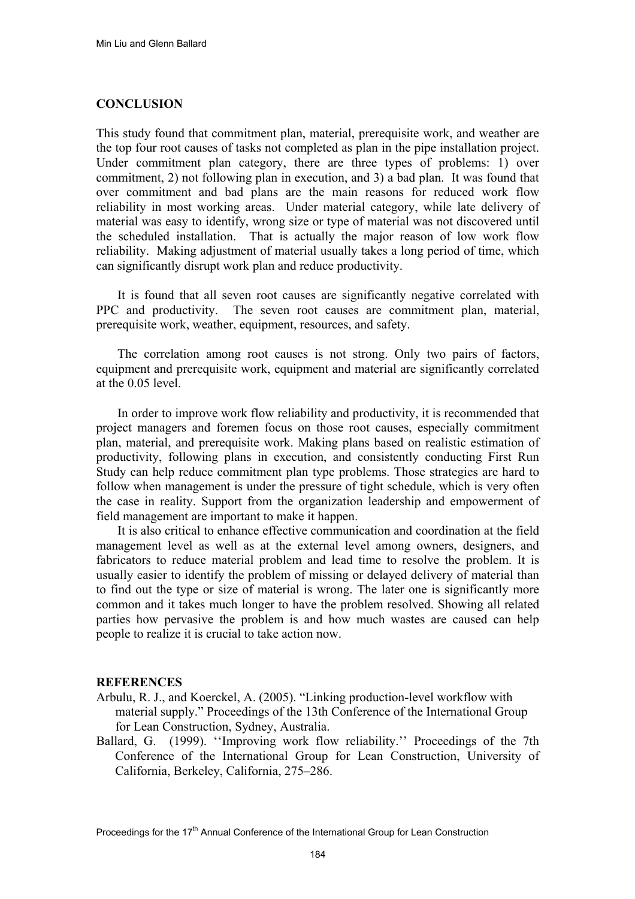## CONCLUSION

This study found that commitment plan, material, prerequisite work, and weather are the top four root causes of tasks not completed as plan in the pipe installation project. Under commitment plan category, there are three types of problems: 1) over commitment, 2) not following plan in execution, and 3) a bad plan. It was found that over commitment and bad plans are the main reasons for reduced work flow reliability in most working areas. Under material category, while late delivery of material was easy to identify, wrong size or type of material was not discovered until the scheduled installation. That is actually the major reason of low work flow reliability. Making adjustment of material usually takes a long period of time, which can significantly disrupt work plan and reduce productivity.

It is found that all seven root causes are significantly negative correlated with PPC and productivity. The seven root causes are commitment plan, material, prerequisite work, weather, equipment, resources, and safety.

The correlation among root causes is not strong. Only two pairs of factors, equipment and prerequisite work, equipment and material are significantly correlated at the 0.05 level.

In order to improve work flow reliability and productivity, it is recommended that project managers and foremen focus on those root causes, especially commitment plan, material, and prerequisite work. Making plans based on realistic estimation of productivity, following plans in execution, and consistently conducting First Run Study can help reduce commitment plan type problems. Those strategies are hard to follow when management is under the pressure of tight schedule, which is very often the case in reality. Support from the organization leadership and empowerment of field management are important to make it happen.

It is also critical to enhance effective communication and coordination at the field management level as well as at the external level among owners, designers, and fabricators to reduce material problem and lead time to resolve the problem. It is usually easier to identify the problem of missing or delayed delivery of material than to find out the type or size of material is wrong. The later one is significantly more common and it takes much longer to have the problem resolved. Showing all related parties how pervasive the problem is and how much wastes are caused can help people to realize it is crucial to take action now.

## REFERENCES

Arbulu, R. J., and Koerckel, A. (2005). "Linking production-level workflow with material supply." Proceedings of the 13th Conference of the International Group for Lean Construction, Sydney, Australia.

Ballard, G. (1999). ''Improving work flow reliability.'' Proceedings of the 7th Conference of the International Group for Lean Construction, University of California, Berkeley, California, 275–286.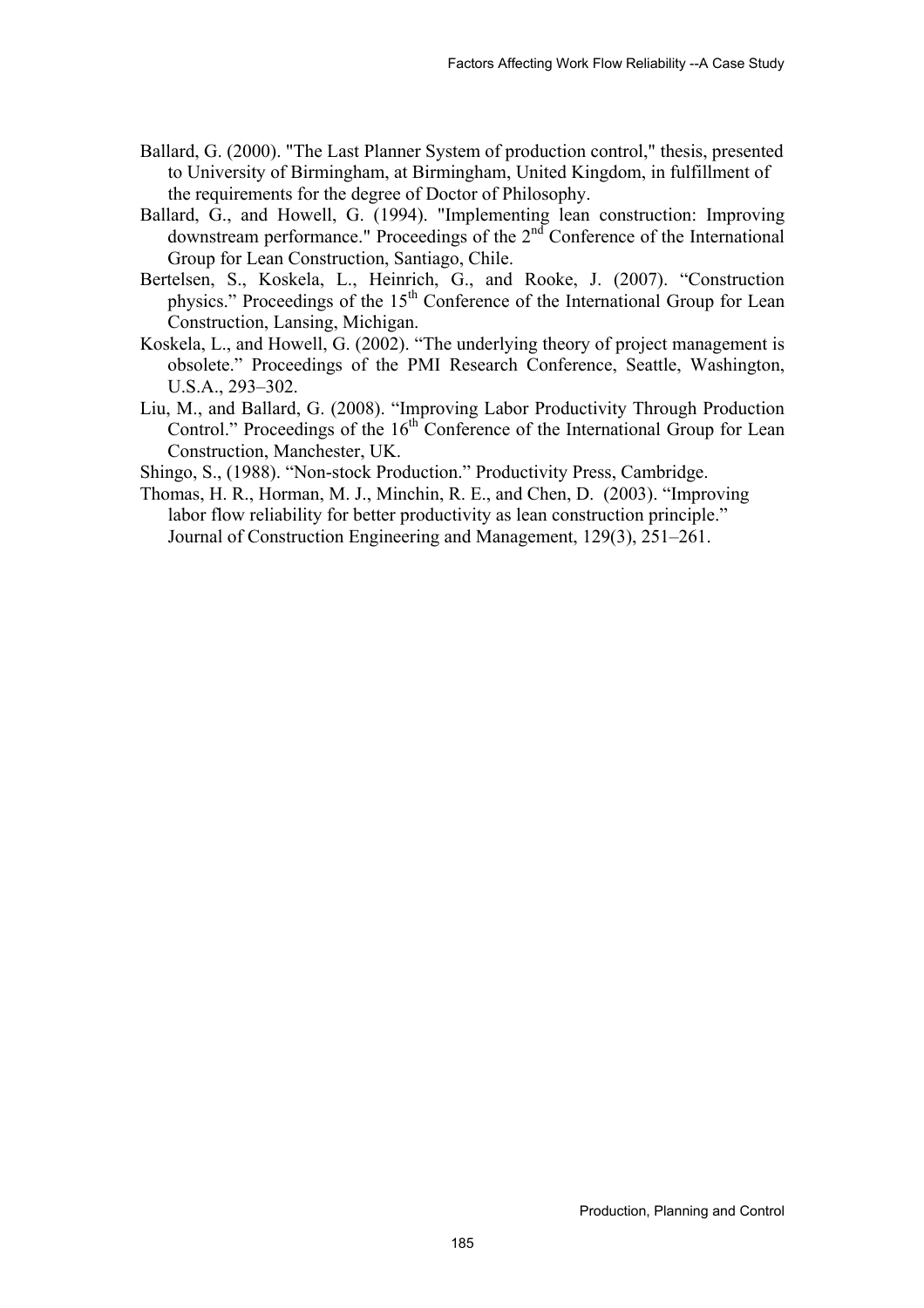Ballard, G. (2000). "The Last Planner System of production control," thesis, presented to University of Birmingham, at Birmingham, United Kingdom, in fulfillment of the requirements for the degree of Doctor of Philosophy.

Ballard, G., and Howell, G. (1994). "Implementing lean construction: Improving downstream performance." Proceedings of the 2nd Conference of the International Group for Lean Construction, Santiago, Chile.

Bertelsen, S., Koskela, L., Heinrich, G., and Rooke, J. (2007). "Construction physics." Proceedings of the 15th Conference of the International Group for Lean Construction, Lansing, Michigan.

Koskela, L., and Howell, G. (2002). "The underlying theory of project management is obsolete." Proceedings of the PMI Research Conference, Seattle, Washington, U.S.A., 293–302.

Liu, M., and Ballard, G. (2008). "Improving Labor Productivity Through Production Control." Proceedings of the 16th Conference of the International Group for Lean Construction, Manchester, UK.

Shingo, S., (1988). "Non-stock Production." Productivity Press, Cambridge.

Thomas, H. R., Horman, M. J., Minchin, R. E., and Chen, D. (2003). "Improving labor flow reliability for better productivity as lean construction principle." Journal of Construction Engineering and Management, 129(3), 251–261.